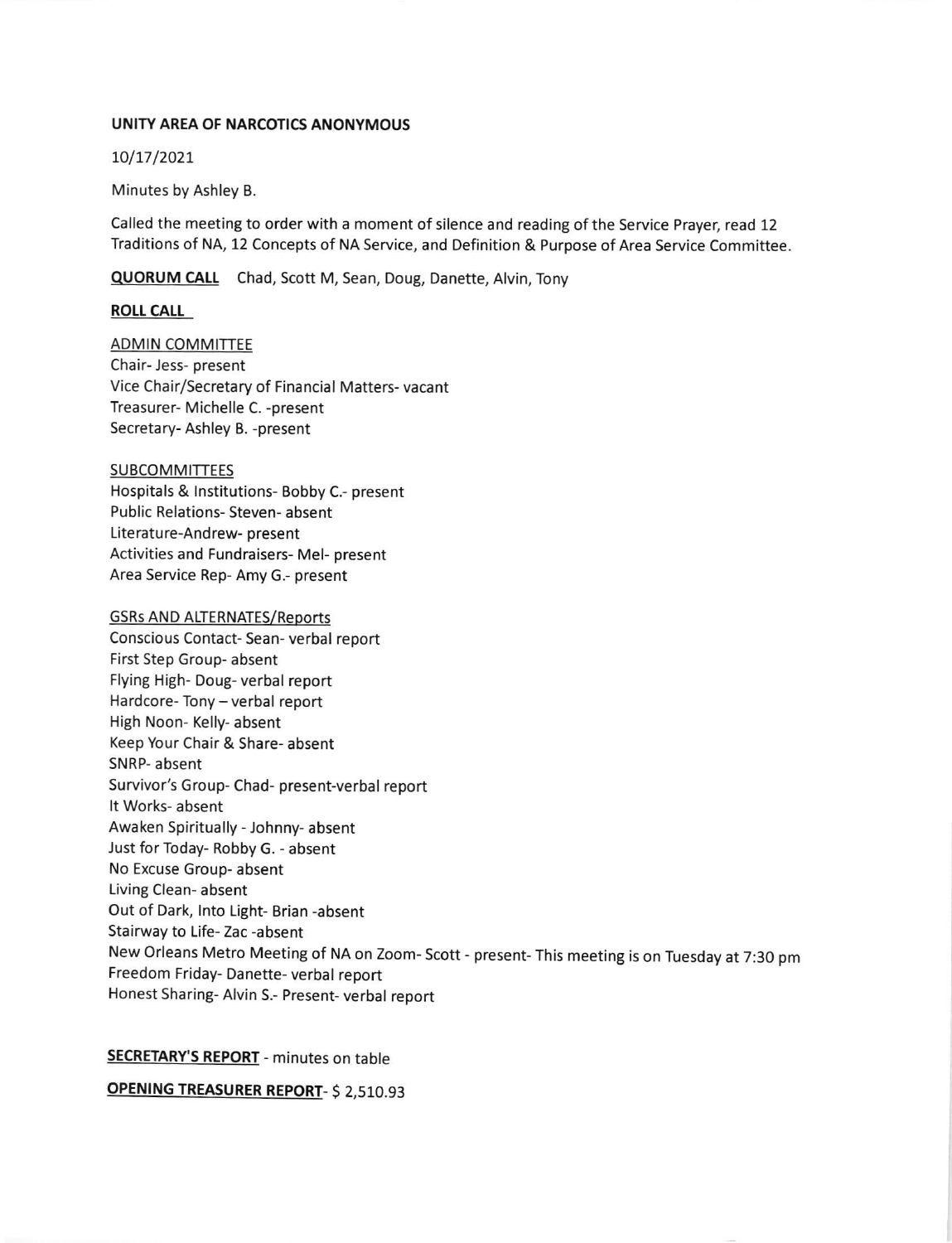**UNITY AREA OF NARCOTICS ANONYMOUS**

10/17/2021

Minutes by Ashley B.

Called the meeting to order with a moment of silence and reading of the Service Prayer, read 12 Traditions of NA, 12 Concepts of NA Service, and Definition & Purpose of Area Service Committee.

**QUORUM CALL** Chad, Scott M, Sean, Doug, Danette, Alvin, Tony

**ROLL CALL**

ADMIN COMMITTEE
Chair- Jess- present
Vice Chair/Secretary of Financial Matters- vacant
Treasurer- Michelle C. -present
Secretary- Ashley B. -present

SUBCOMMITTEES
Hospitals & Institutions- Bobby C.- present
Public Relations- Steven- absent
Literature-Andrew- present
Activities and Fundraisers- Mel- present
Area Service Rep- Amy G.- present

GSRs AND ALTERNATES/Reports
Conscious Contact- Sean- verbal report
First Step Group- absent
Flying High- Doug- verbal report
Hardcore- Tony – verbal report
High Noon- Kelly- absent
Keep Your Chair & Share- absent
SNRP- absent
Survivor's Group- Chad- present-verbal report
It Works- absent
Awaken Spiritually - Johnny- absent
Just for Today- Robby G. - absent
No Excuse Group- absent
Living Clean- absent
Out of Dark, Into Light- Brian -absent
Stairway to Life- Zac -absent
New Orleans Metro Meeting of NA on Zoom- Scott - present- This meeting is on Tuesday at 7:30 pm
Freedom Friday- Danette- verbal report
Honest Sharing- Alvin S.- Present- verbal report

**SECRETARY'S REPORT** - minutes on table

**OPENING TREASURER REPORT**- $ 2,510.93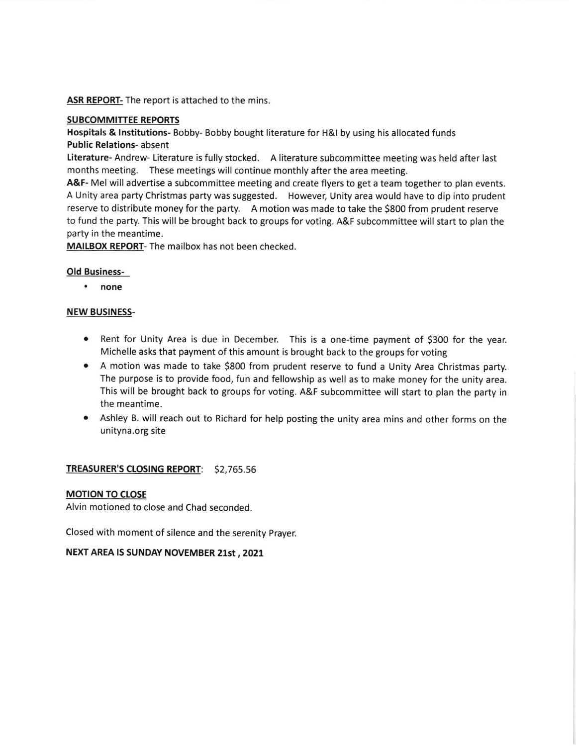**ASR REPORT-** The report is attached to the mins.

**SUBCOMMITTEE REPORTS**

**Hospitals & Institutions-** Bobby- Bobby bought literature for H&I by using his allocated funds

**Public Relations-** absent

**Literature-** Andrew- Literature is fully stocked. A literature subcommittee meeting was held after last months meeting. These meetings will continue monthly after the area meeting.

**A&F-** Mel will advertise a subcommittee meeting and create flyers to get a team together to plan events. A Unity area party Christmas party was suggested. However, Unity area would have to dip into prudent reserve to distribute money for the party. A motion was made to take the $800 from prudent reserve to fund the party. This will be brought back to groups for voting. A&F subcommittee will start to plan the party in the meantime.

**MAILBOX REPORT-** The mailbox has not been checked.

**Old Business-**

- **none**

**NEW BUSINESS-**

- Rent for Unity Area is due in December. This is a one-time payment of $300 for the year. Michelle asks that payment of this amount is brought back to the groups for voting
- A motion was made to take $800 from prudent reserve to fund a Unity Area Christmas party. The purpose is to provide food, fun and fellowship as well as to make money for the unity area. This will be brought back to groups for voting. A&F subcommittee will start to plan the party in the meantime.
- Ashley B. will reach out to Richard for help posting the unity area mins and other forms on the unityna.org site

**TREASURER'S CLOSING REPORT**: $2,765.56

**MOTION TO CLOSE**

Alvin motioned to close and Chad seconded.

Closed with moment of silence and the serenity Prayer.

**NEXT AREA IS SUNDAY NOVEMBER 21st, 2021**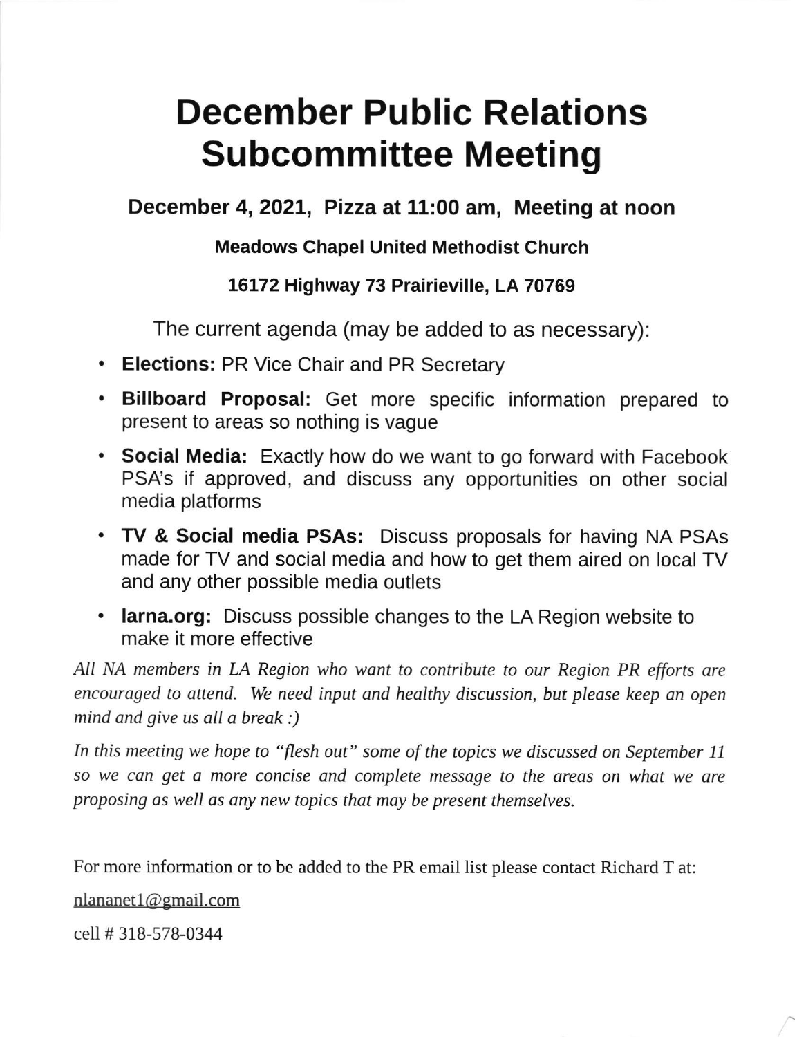# December Public Relations Subcommittee Meeting

### December 4, 2021, Pizza at 11:00 am, Meeting at noon

**Meadows Chapel United Methodist Church**

**16172 Highway 73 Prairieville, LA 70769**

The current agenda (may be added to as necessary):

- **Elections:** PR Vice Chair and PR Secretary
- **Billboard Proposal:** Get more specific information prepared to present to areas so nothing is vague
- **Social Media:** Exactly how do we want to go forward with Facebook PSA's if approved, and discuss any opportunities on other social media platforms
- **TV & Social media PSAs:** Discuss proposals for having NA PSAs made for TV and social media and how to get them aired on local TV and any other possible media outlets
- **larna.org:** Discuss possible changes to the LA Region website to make it more effective

*All NA members in LA Region who want to contribute to our Region PR efforts are encouraged to attend. We need input and healthy discussion, but please keep an open mind and give us all a break :)*

*In this meeting we hope to "flesh out" some of the topics we discussed on September 11 so we can get a more concise and complete message to the areas on what we are proposing as well as any new topics that may be present themselves.*

For more information or to be added to the PR email list please contact Richard T at:

nlananet1@gmail.com

cell # 318-578-0344